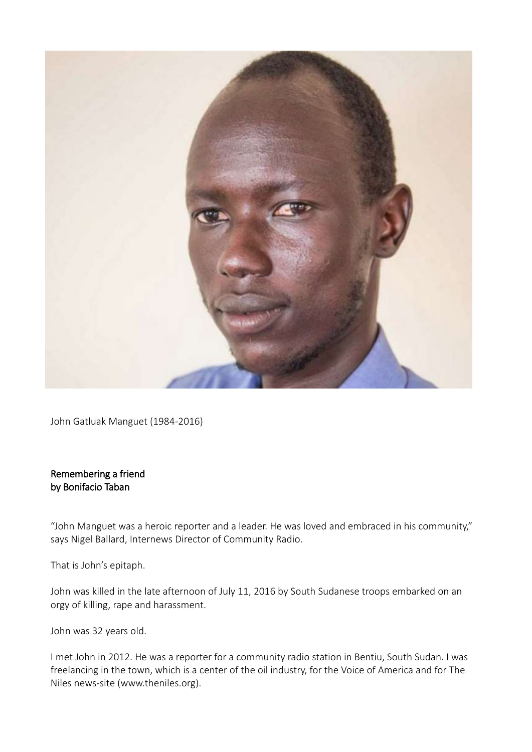John Gatluak Manguet (1984-2016)

## Remembering a friend
## by Bonifacio Taban

"John Manguet was a heroic reporter and a leader. He was loved and embraced in his community," says Nigel Ballard, Internews Director of Community Radio.

That is John's epitaph.

John was killed in the late afternoon of July 11, 2016 by South Sudanese troops embarked on an orgy of killing, rape and harassment.

John was 32 years old.

I met John in 2012. He was a reporter for a community radio station in Bentiu, South Sudan. I was freelancing in the town, which is a center of the oil industry, for the Voice of America and for The Niles news-site (www.theniles.org).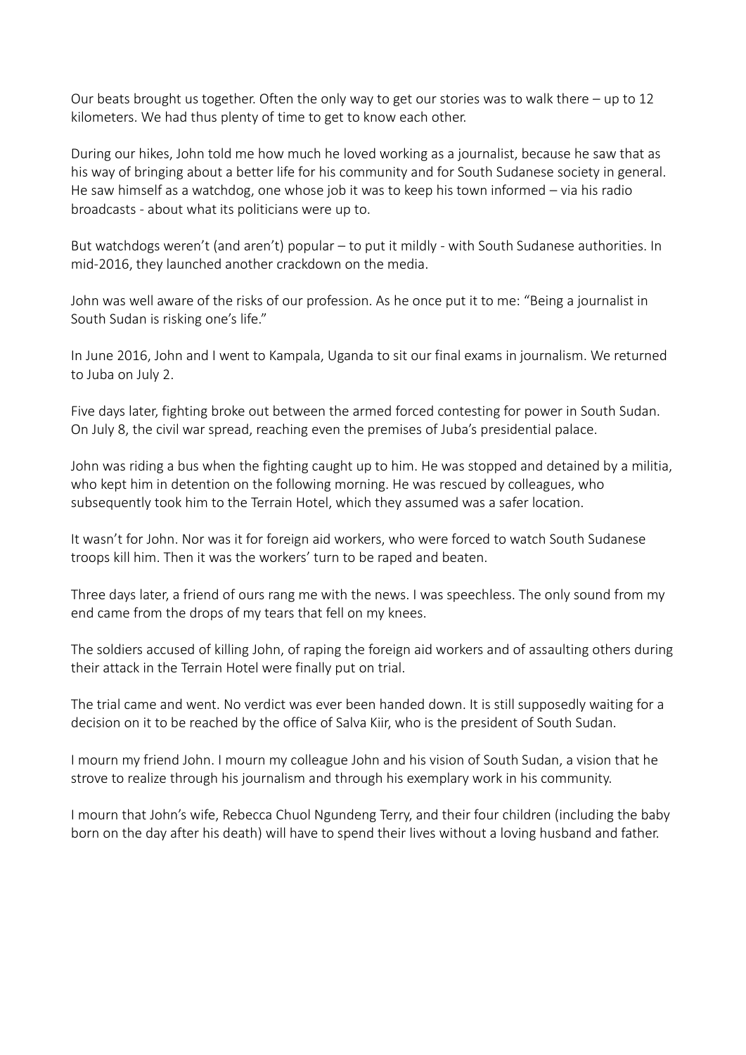Our beats brought us together. Often the only way to get our stories was to walk there – up to 12 kilometers. We had thus plenty of time to get to know each other.

During our hikes, John told me how much he loved working as a journalist, because he saw that as his way of bringing about a better life for his community and for South Sudanese society in general. He saw himself as a watchdog, one whose job it was to keep his town informed – via his radio broadcasts - about what its politicians were up to.

But watchdogs weren't (and aren't) popular – to put it mildly - with South Sudanese authorities. In mid-2016, they launched another crackdown on the media.

John was well aware of the risks of our profession. As he once put it to me: "Being a journalist in South Sudan is risking one's life."

In June 2016, John and I went to Kampala, Uganda to sit our final exams in journalism. We returned to Juba on July 2.

Five days later, fighting broke out between the armed forced contesting for power in South Sudan. On July 8, the civil war spread, reaching even the premises of Juba's presidential palace.

John was riding a bus when the fighting caught up to him. He was stopped and detained by a militia, who kept him in detention on the following morning. He was rescued by colleagues, who subsequently took him to the Terrain Hotel, which they assumed was a safer location.

It wasn't for John. Nor was it for foreign aid workers, who were forced to watch South Sudanese troops kill him. Then it was the workers' turn to be raped and beaten.

Three days later, a friend of ours rang me with the news. I was speechless. The only sound from my end came from the drops of my tears that fell on my knees.

The soldiers accused of killing John, of raping the foreign aid workers and of assaulting others during their attack in the Terrain Hotel were finally put on trial.

The trial came and went. No verdict was ever been handed down. It is still supposedly waiting for a decision on it to be reached by the office of Salva Kiir, who is the president of South Sudan.

I mourn my friend John. I mourn my colleague John and his vision of South Sudan, a vision that he strove to realize through his journalism and through his exemplary work in his community.

I mourn that John's wife, Rebecca Chuol Ngundeng Terry, and their four children (including the baby born on the day after his death) will have to spend their lives without a loving husband and father.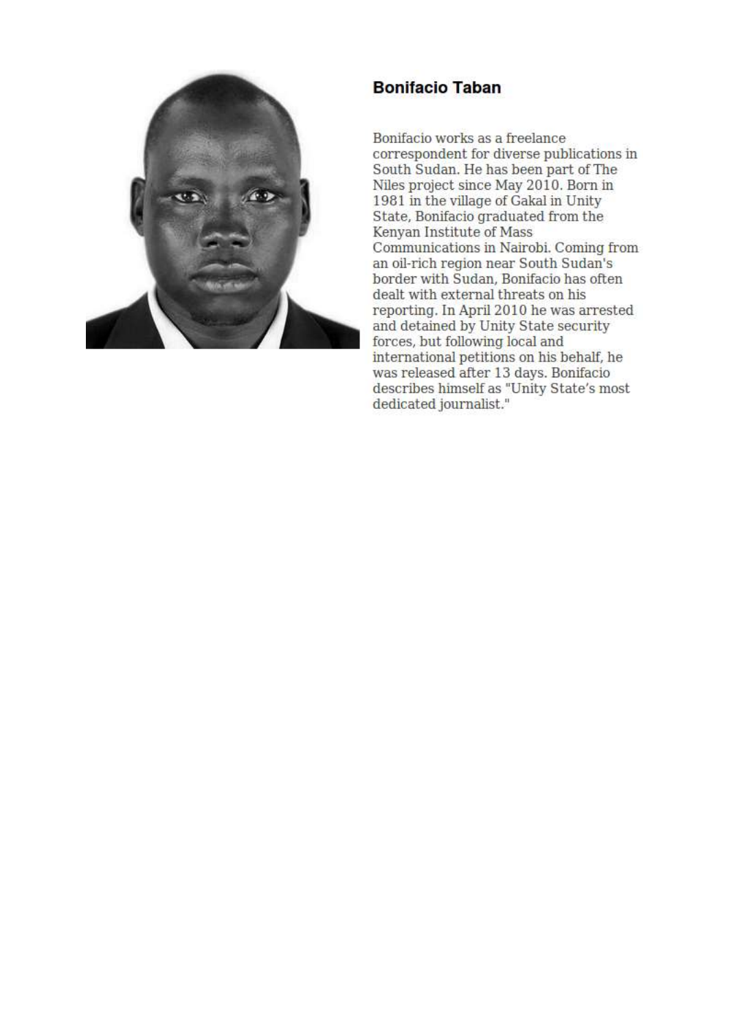## Bonifacio Taban

Bonifacio works as a freelance correspondent for diverse publications in South Sudan. He has been part of The Niles project since May 2010. Born in 1981 in the village of Gakal in Unity State, Bonifacio graduated from the Kenyan Institute of Mass Communications in Nairobi. Coming from an oil-rich region near South Sudan's border with Sudan, Bonifacio has often dealt with external threats on his reporting. In April 2010 he was arrested and detained by Unity State security forces, but following local and international petitions on his behalf, he was released after 13 days. Bonifacio describes himself as "Unity State's most dedicated journalist."